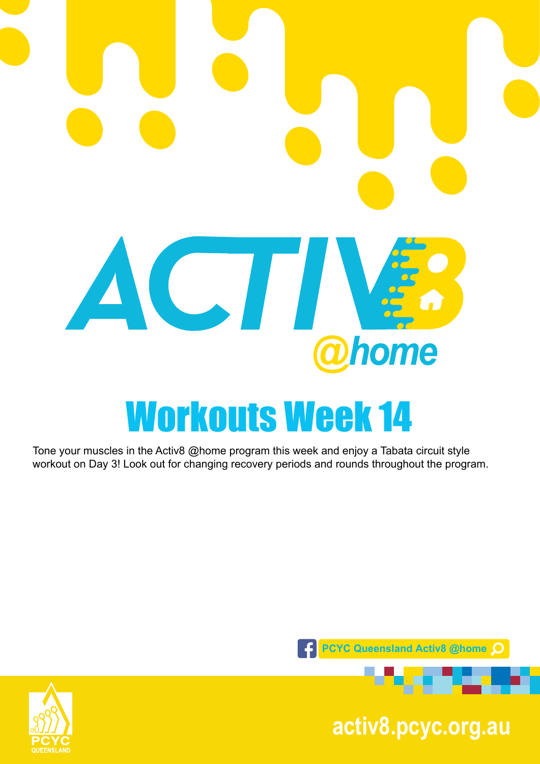# ACTIV8 @home

# Workouts Week 14

Tone your muscles in the Activ8 @home program this week and enjoy a Tabata circuit style workout on Day 3! Look out for changing recovery periods and rounds throughout the program.

PCYC Queensland Activ8 @home

PCYC QUEENSLAND

activ8.pcyc.org.au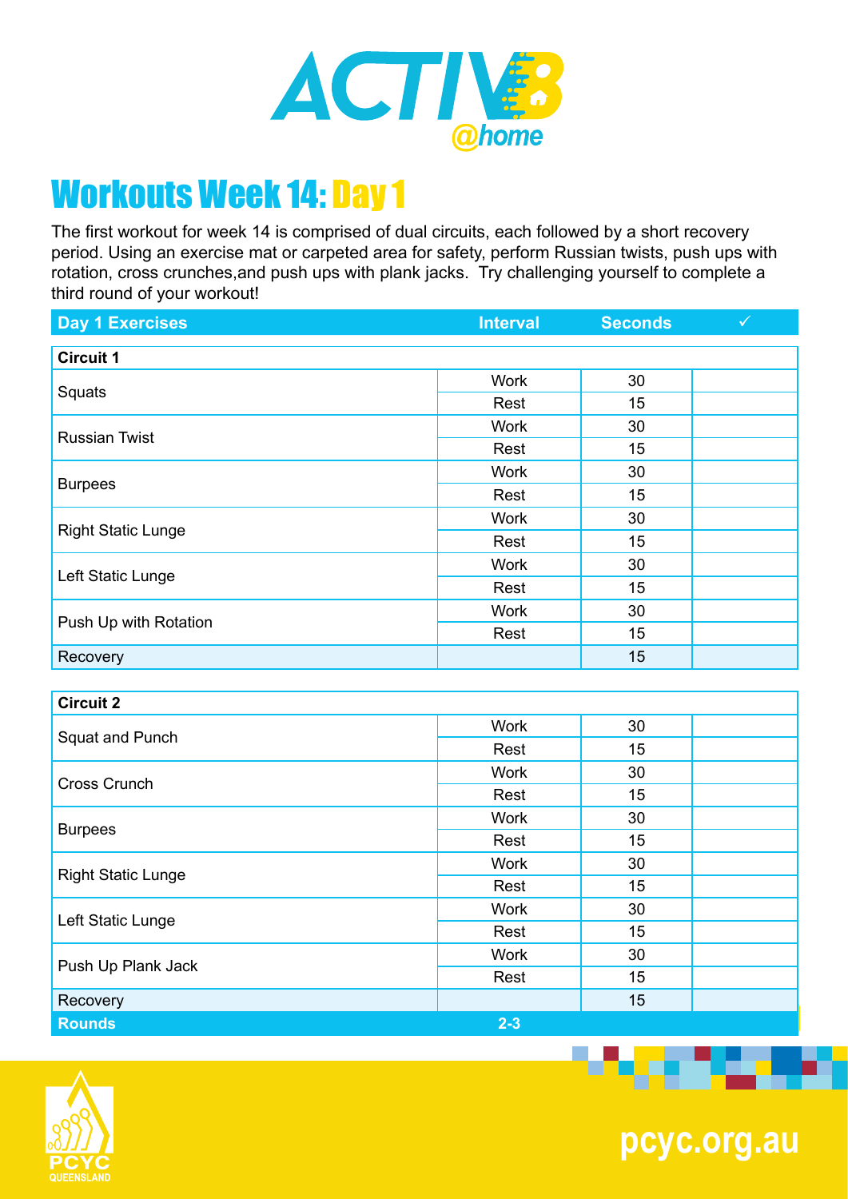ACTIV8 @home

# Workouts Week 14: Day 1

The first workout for week 14 is comprised of dual circuits, each followed by a short recovery period. Using an exercise mat or carpeted area for safety, perform Russian twists, push ups with rotation, cross crunches,and push ups with plank jacks. Try challenging yourself to complete a third round of your workout!

| Day 1 Exercises | Interval | Seconds | ✓ |
|---|---|---|---|
| **Circuit 1** | | | |
| Squats | Work | 30 | |
| | Rest | 15 | |
| Russian Twist | Work | 30 | |
| | Rest | 15 | |
| Burpees | Work | 30 | |
| | Rest | 15 | |
| Right Static Lunge | Work | 30 | |
| | Rest | 15 | |
| Left Static Lunge | Work | 30 | |
| | Rest | 15 | |
| Push Up with Rotation | Work | 30 | |
| | Rest | 15 | |
| Recovery | | 15 | |
| **Circuit 2** | | | |
| Squat and Punch | Work | 30 | |
| | Rest | 15 | |
| Cross Crunch | Work | 30 | |
| | Rest | 15 | |
| Burpees | Work | 30 | |
| | Rest | 15 | |
| Right Static Lunge | Work | 30 | |
| | Rest | 15 | |
| Left Static Lunge | Work | 30 | |
| | Rest | 15 | |
| Push Up Plank Jack | Work | 30 | |
| | Rest | 15 | |
| Recovery | | 15 | |
| **Rounds** | 2-3 | | |

PCYC QUEENSLAND

pcyc.org.au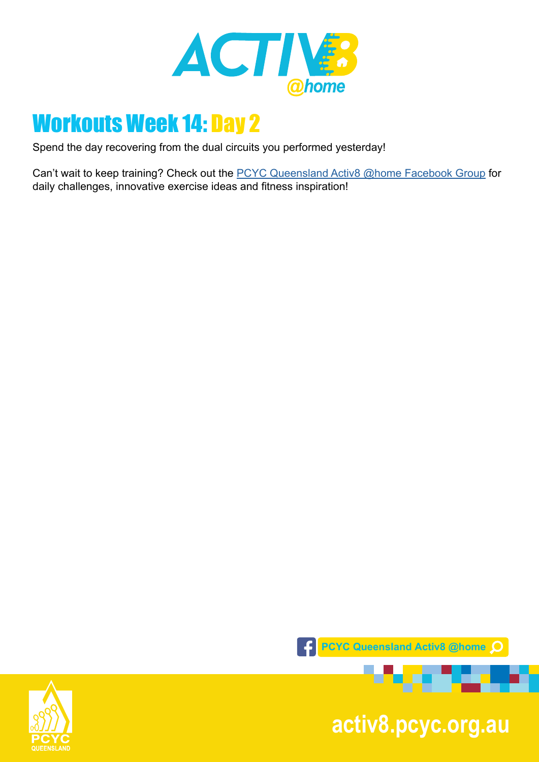# Workouts Week 14: Day 2

Spend the day recovering from the dual circuits you performed yesterday!

Can't wait to keep training? Check out the PCYC Queensland Activ8 @home Facebook Group for daily challenges, innovative exercise ideas and fitness inspiration!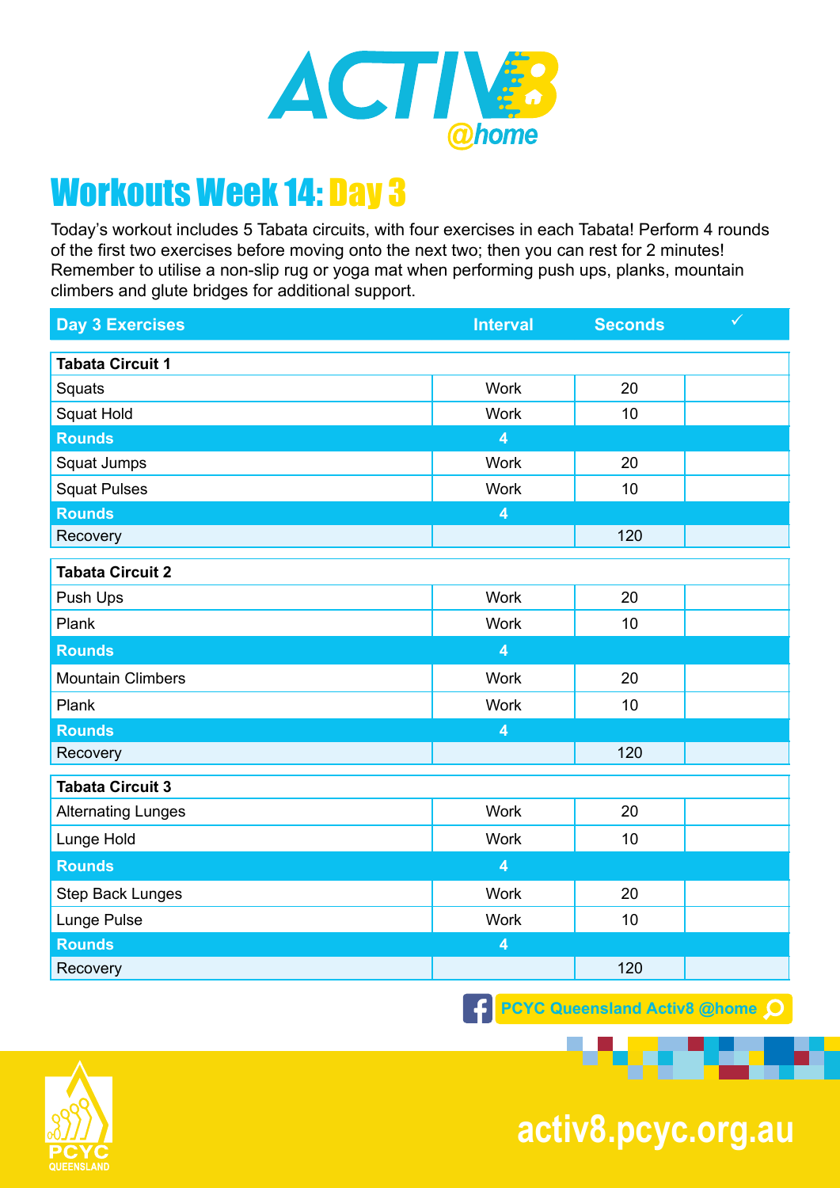ACTIV8 @home

# Workouts Week 14: Day 3

Today's workout includes 5 Tabata circuits, with four exercises in each Tabata! Perform 4 rounds of the first two exercises before moving onto the next two; then you can rest for 2 minutes! Remember to utilise a non-slip rug or yoga mat when performing push ups, planks, mountain climbers and glute bridges for additional support.

| Day 3 Exercises | Interval | Seconds | ✓ |
|---|---|---|---|
| **Tabata Circuit 1** | | | |
| Squats | Work | 20 | |
| Squat Hold | Work | 10 | |
| **Rounds** | **4** | | |
| Squat Jumps | Work | 20 | |
| Squat Pulses | Work | 10 | |
| **Rounds** | **4** | | |
| Recovery | | 120 | |
| **Tabata Circuit 2** | | | |
| Push Ups | Work | 20 | |
| Plank | Work | 10 | |
| **Rounds** | **4** | | |
| Mountain Climbers | Work | 20 | |
| Plank | Work | 10 | |
| **Rounds** | **4** | | |
| Recovery | | 120 | |
| **Tabata Circuit 3** | | | |
| Alternating Lunges | Work | 20 | |
| Lunge Hold | Work | 10 | |
| **Rounds** | **4** | | |
| Step Back Lunges | Work | 20 | |
| Lunge Pulse | Work | 10 | |
| **Rounds** | **4** | | |
| Recovery | | 120 | |

PCYC Queensland Activ8 @home

PCYC QUEENSLAND

activ8.pcyc.org.au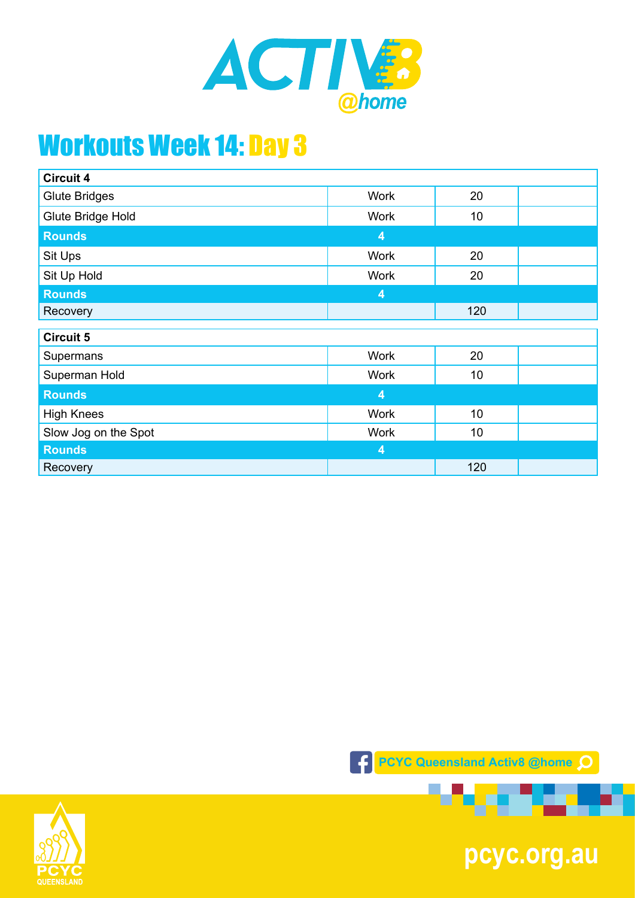# Workouts Week 14: Day 3

| Circuit 4 | | | |
|---|---|---|---|
| Glute Bridges | Work | 20 | |
| Glute Bridge Hold | Work | 10 | |
| **Rounds** | **4** | | |
| Sit Ups | Work | 20 | |
| Sit Up Hold | Work | 20 | |
| **Rounds** | **4** | | |
| Recovery | | 120 | |

| Circuit 5 | | | |
|---|---|---|---|
| Supermans | Work | 20 | |
| Superman Hold | Work | 10 | |
| **Rounds** | **4** | | |
| High Knees | Work | 10 | |
| Slow Jog on the Spot | Work | 10 | |
| **Rounds** | **4** | | |
| Recovery | | 120 | |

PCYC Queensland Activ8 @home

pcyc.org.au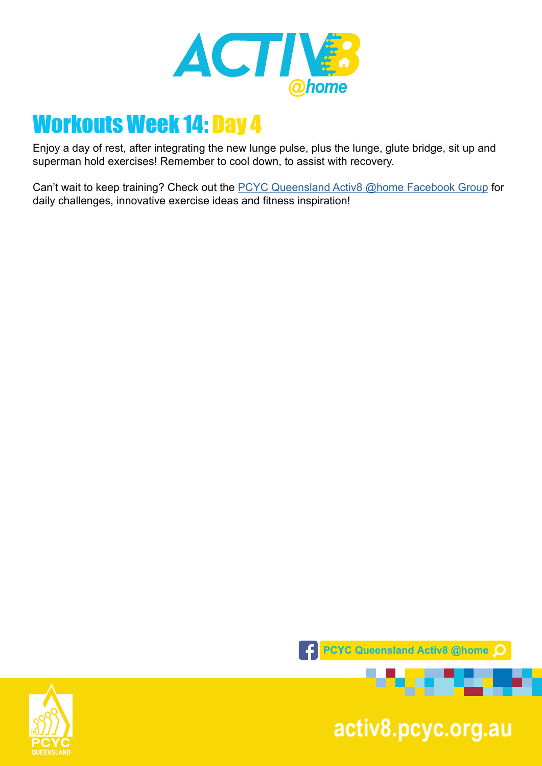# Workouts Week 14: Day 4

Enjoy a day of rest, after integrating the new lunge pulse, plus the lunge, glute bridge, sit up and superman hold exercises! Remember to cool down, to assist with recovery.

Can't wait to keep training? Check out the PCYC Queensland Activ8 @home Facebook Group for daily challenges, innovative exercise ideas and fitness inspiration!

PCYC Queensland Activ8 @home

activ8.pcyc.org.au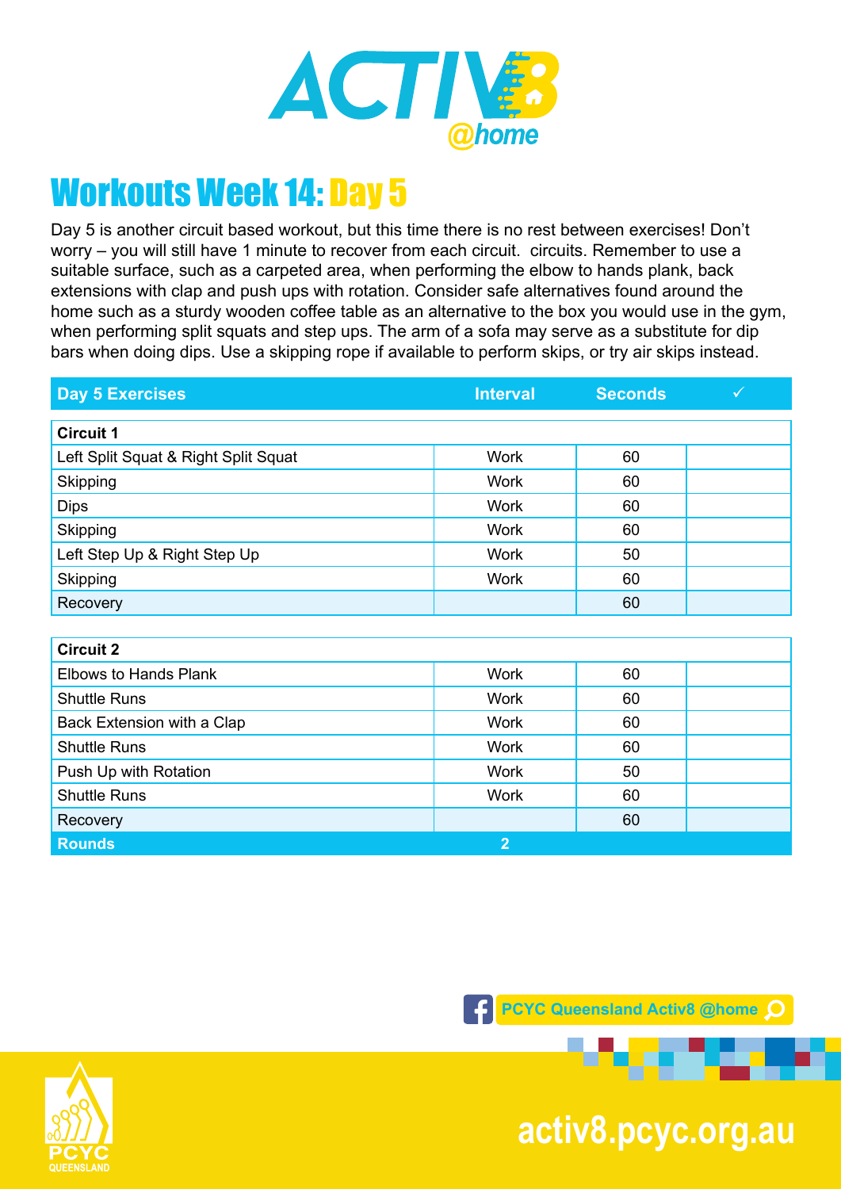# Workouts Week 14: Day 5

Day 5 is another circuit based workout, but this time there is no rest between exercises! Don't worry – you will still have 1 minute to recover from each circuit. circuits. Remember to use a suitable surface, such as a carpeted area, when performing the elbow to hands plank, back extensions with clap and push ups with rotation. Consider safe alternatives found around the home such as a sturdy wooden coffee table as an alternative to the box you would use in the gym, when performing split squats and step ups. The arm of a sofa may serve as a substitute for dip bars when doing dips. Use a skipping rope if available to perform skips, or try air skips instead.

| Day 5 Exercises | Interval | Seconds | ✓ |
|---|---|---|---|
| **Circuit 1** | | | |
| Left Split Squat & Right Split Squat | Work | 60 | |
| Skipping | Work | 60 | |
| Dips | Work | 60 | |
| Skipping | Work | 60 | |
| Left Step Up & Right Step Up | Work | 50 | |
| Skipping | Work | 60 | |
| Recovery | | 60 | |
| **Circuit 2** | | | |
| Elbows to Hands Plank | Work | 60 | |
| Shuttle Runs | Work | 60 | |
| Back Extension with a Clap | Work | 60 | |
| Shuttle Runs | Work | 60 | |
| Push Up with Rotation | Work | 50 | |
| Shuttle Runs | Work | 60 | |
| Recovery | | 60 | |
| **Rounds** | 2 | | |

PCYC Queensland Activ8 @home

activ8.pcyc.org.au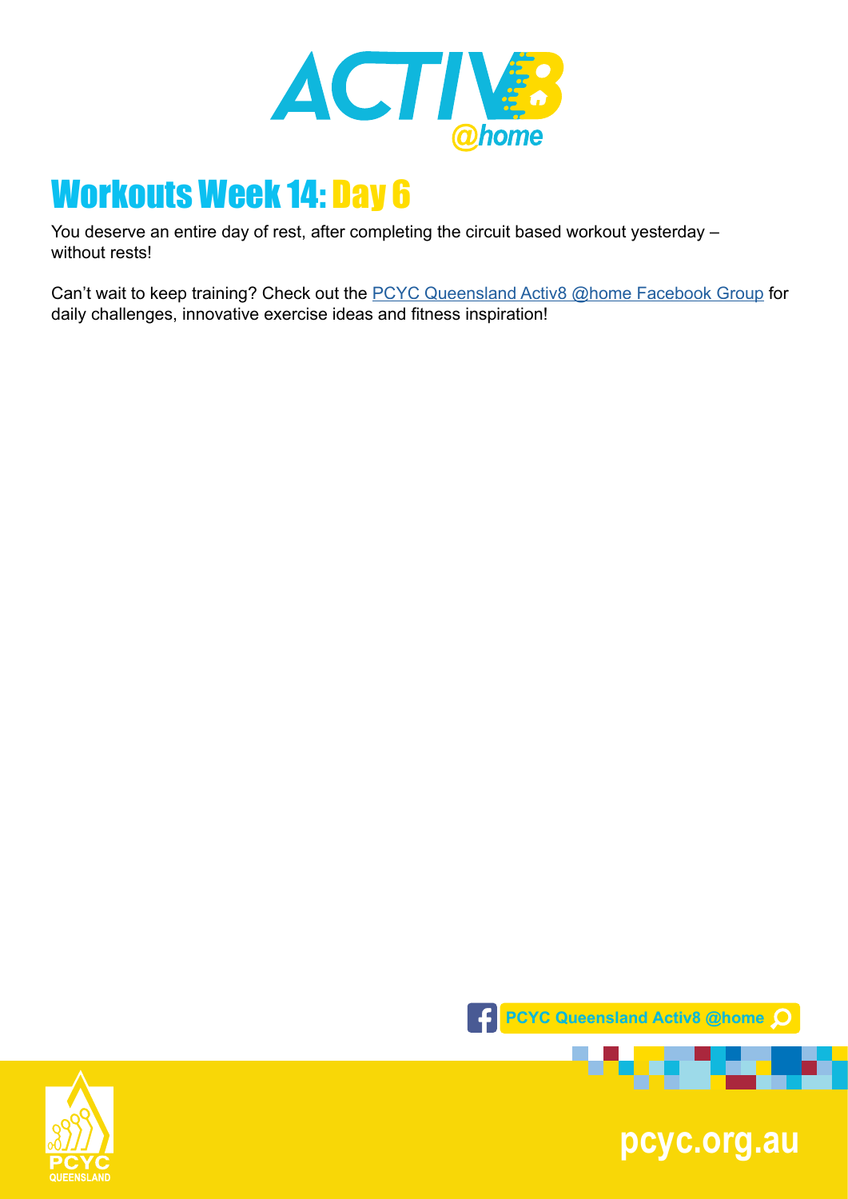# Workouts Week 14: Day 6

You deserve an entire day of rest, after completing the circuit based workout yesterday – without rests!

Can't wait to keep training? Check out the PCYC Queensland Activ8 @home Facebook Group for daily challenges, innovative exercise ideas and fitness inspiration!

PCYC Queensland Activ8 @home

pcyc.org.au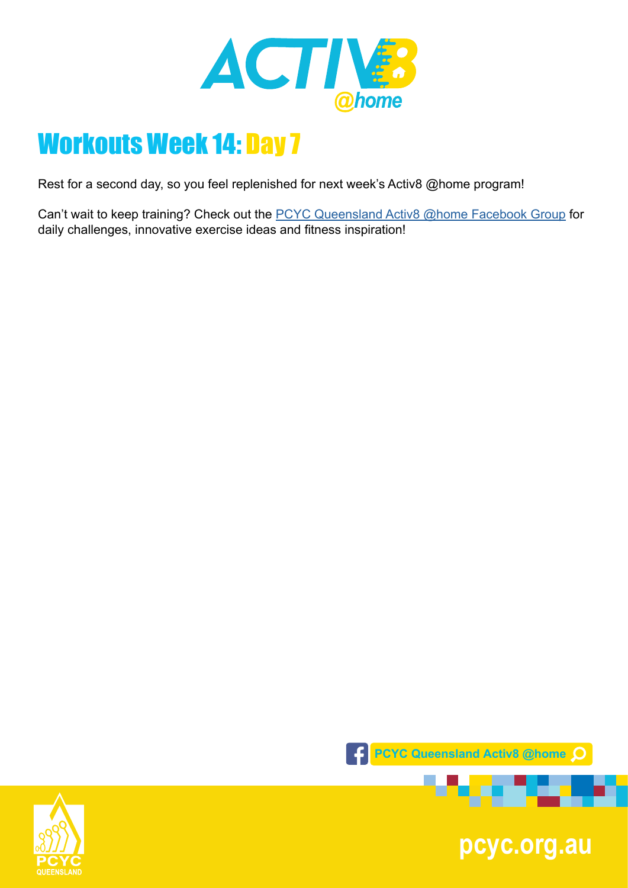# Workouts Week 14: Day 7

Rest for a second day, so you feel replenished for next week's Activ8 @home program!

Can't wait to keep training? Check out the [PCYC Queensland Activ8 @home Facebook Group] for daily challenges, innovative exercise ideas and fitness inspiration!

PCYC Queensland Activ8 @home

pcyc.org.au